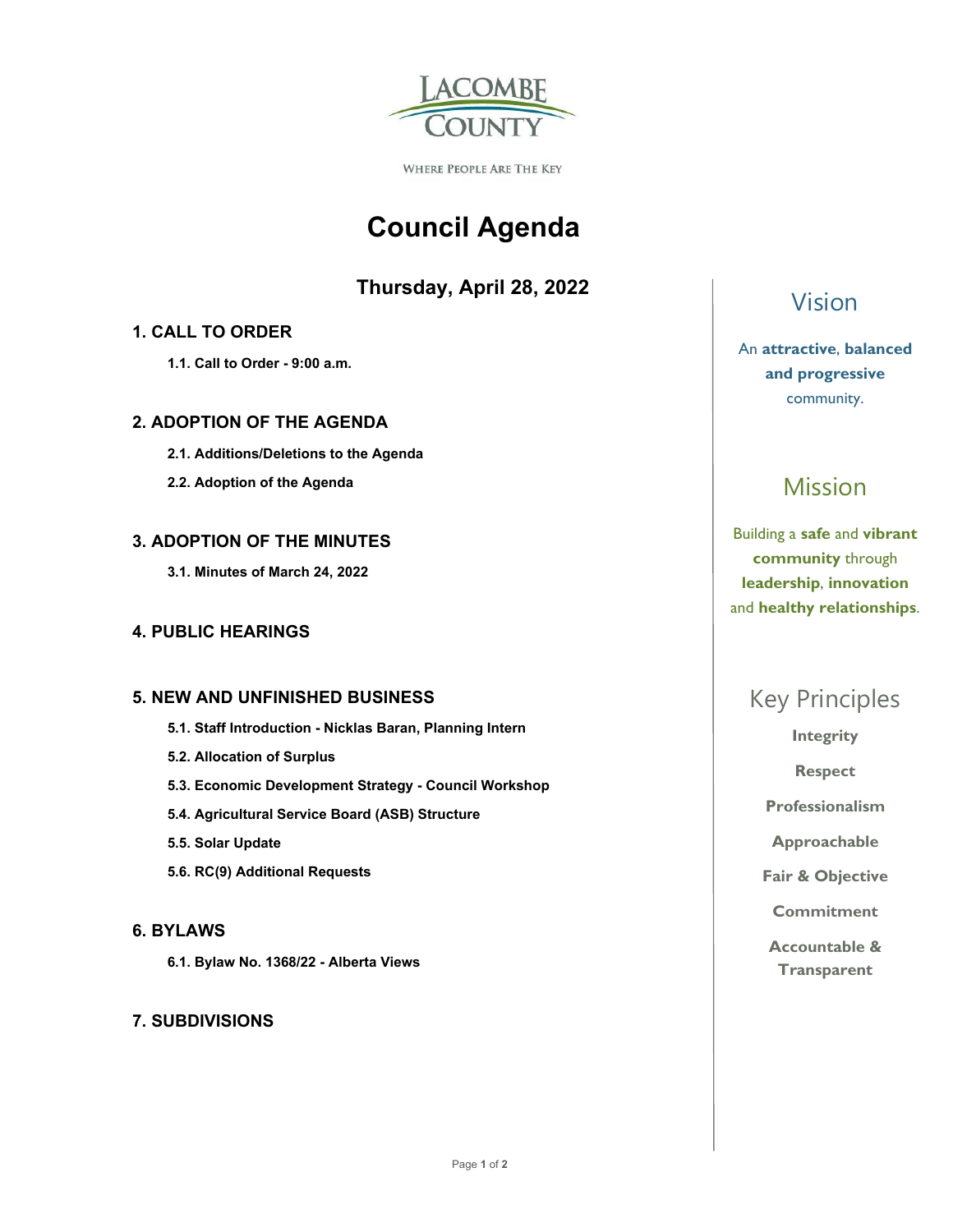LACOMBE COUNTY

WHERE PEOPLE ARE THE KEY

# Council Agenda

## Thursday, April 28, 2022

### 1. CALL TO ORDER

**1.1. Call to Order - 9:00 a.m.**

### 2. ADOPTION OF THE AGENDA

**2.1. Additions/Deletions to the Agenda**

**2.2. Adoption of the Agenda**

### 3. ADOPTION OF THE MINUTES

**3.1. Minutes of March 24, 2022**

### 4. PUBLIC HEARINGS

### 5. NEW AND UNFINISHED BUSINESS

**5.1. Staff Introduction - Nicklas Baran, Planning Intern**

**5.2. Allocation of Surplus**

**5.3. Economic Development Strategy - Council Workshop**

**5.4. Agricultural Service Board (ASB) Structure**

**5.5. Solar Update**

**5.6. RC(9) Additional Requests**

### 6. BYLAWS

**6.1. Bylaw No. 1368/22 - Alberta Views**

### 7. SUBDIVISIONS

## Vision

An **attractive**, **balanced and progressive** community.

## Mission

Building a **safe** and **vibrant community** through **leadership**, **innovation** and **healthy relationships**.

## Key Principles

**Integrity**

**Respect**

**Professionalism**

**Approachable**

**Fair & Objective**

**Commitment**

**Accountable & Transparent**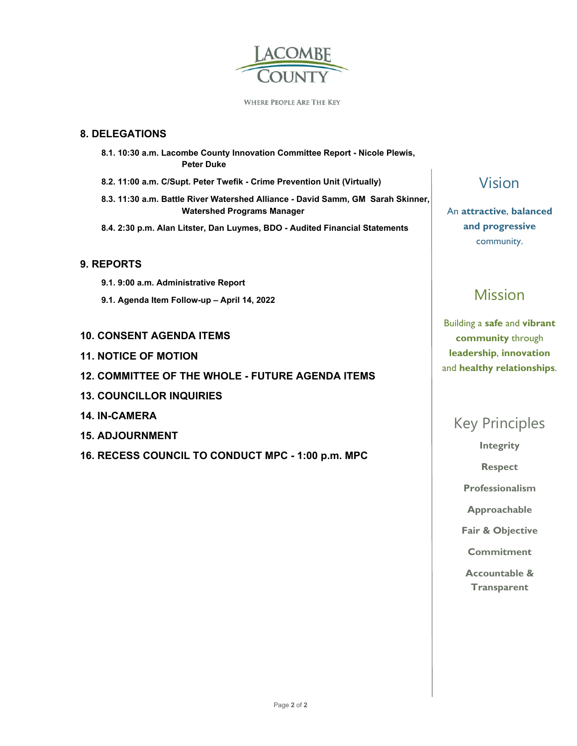LACOMBE COUNTY

WHERE PEOPLE ARE THE KEY

## 8. DELEGATIONS

**8.1. 10:30 a.m. Lacombe County Innovation Committee Report - Nicole Plewis, Peter Duke**

**8.2. 11:00 a.m. C/Supt. Peter Twefik - Crime Prevention Unit (Virtually)**

**8.3. 11:30 a.m. Battle River Watershed Alliance - David Samm, GM Sarah Skinner, Watershed Programs Manager**

**8.4. 2:30 p.m. Alan Litster, Dan Luymes, BDO - Audited Financial Statements**

## 9. REPORTS

**9.1. 9:00 a.m. Administrative Report**

**9.1. Agenda Item Follow-up – April 14, 2022**

## 10. CONSENT AGENDA ITEMS

## 11. NOTICE OF MOTION

## 12. COMMITTEE OF THE WHOLE - FUTURE AGENDA ITEMS

## 13. COUNCILLOR INQUIRIES

## 14. IN-CAMERA

## 15. ADJOURNMENT

## 16. RECESS COUNCIL TO CONDUCT MPC - 1:00 p.m. MPC

## Vision

An **attractive**, **balanced and progressive** community.

## Mission

Building a **safe** and **vibrant community** through **leadership**, **innovation** and **healthy relationships**.

## Key Principles

**Integrity**

**Respect**

**Professionalism**

**Approachable**

**Fair & Objective**

**Commitment**

**Accountable & Transparent**